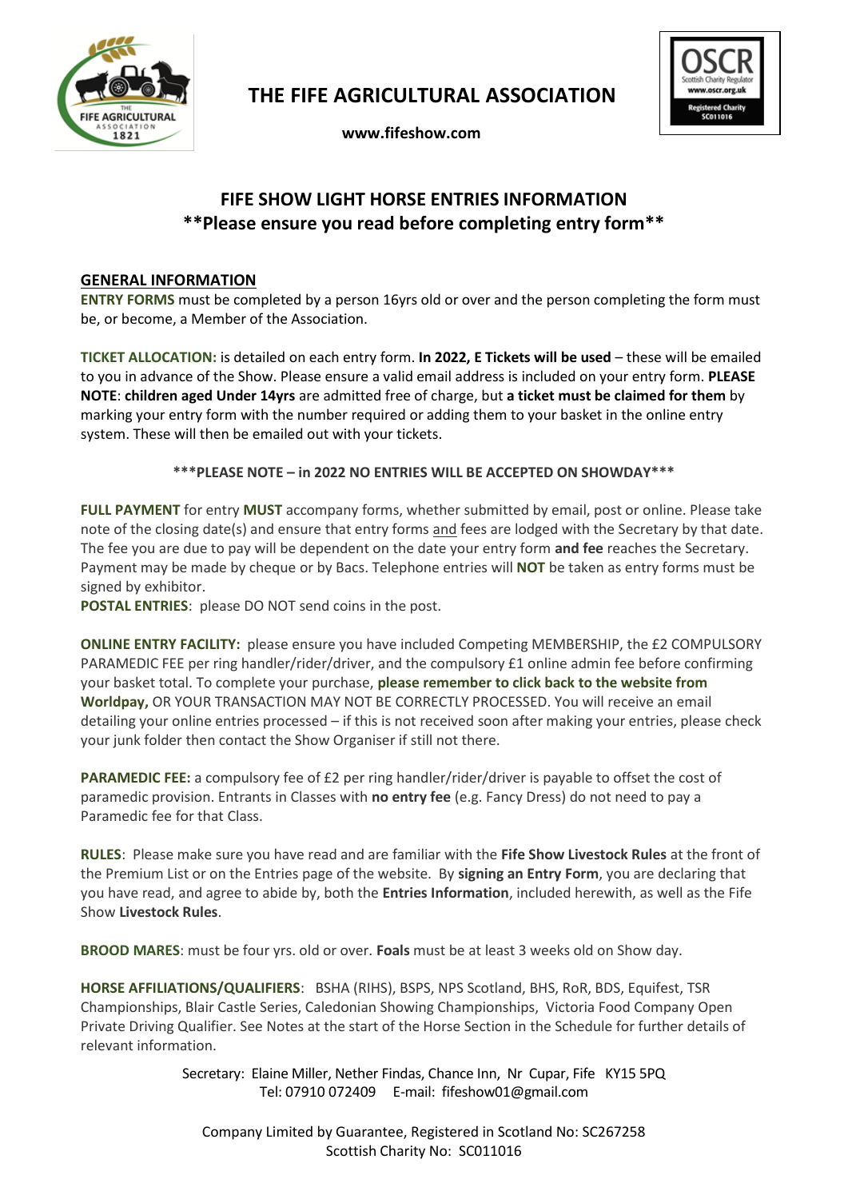# THE FIFE AGRICULTURAL ASSOCIATION

**www.fifeshow.com**

## FIFE SHOW LIGHT HORSE ENTRIES INFORMATION
## **Please ensure you read before completing entry form**

### GENERAL INFORMATION

**ENTRY FORMS** must be completed by a person 16yrs old or over and the person completing the form must be, or become, a Member of the Association.

**TICKET ALLOCATION:** is detailed on each entry form. **In 2022, E Tickets will be used** – these will be emailed to you in advance of the Show. Please ensure a valid email address is included on your entry form. **PLEASE NOTE**: **children aged Under 14yrs** are admitted free of charge, but **a ticket must be claimed for them** by marking your entry form with the number required or adding them to your basket in the online entry system. These will then be emailed out with your tickets.

**\*\*\*PLEASE NOTE – in 2022 NO ENTRIES WILL BE ACCEPTED ON SHOWDAY\*\*\***

**FULL PAYMENT** for entry **MUST** accompany forms, whether submitted by email, post or online. Please take note of the closing date(s) and ensure that entry forms and fees are lodged with the Secretary by that date. The fee you are due to pay will be dependent on the date your entry form **and fee** reaches the Secretary. Payment may be made by cheque or by Bacs. Telephone entries will **NOT** be taken as entry forms must be signed by exhibitor.

**POSTAL ENTRIES**: please DO NOT send coins in the post.

**ONLINE ENTRY FACILITY:** please ensure you have included Competing MEMBERSHIP, the £2 COMPULSORY PARAMEDIC FEE per ring handler/rider/driver, and the compulsory £1 online admin fee before confirming your basket total. To complete your purchase, **please remember to click back to the website from Worldpay,** OR YOUR TRANSACTION MAY NOT BE CORRECTLY PROCESSED. You will receive an email detailing your online entries processed – if this is not received soon after making your entries, please check your junk folder then contact the Show Organiser if still not there.

**PARAMEDIC FEE:** a compulsory fee of £2 per ring handler/rider/driver is payable to offset the cost of paramedic provision. Entrants in Classes with **no entry fee** (e.g. Fancy Dress) do not need to pay a Paramedic fee for that Class.

**RULES**: Please make sure you have read and are familiar with the **Fife Show Livestock Rules** at the front of the Premium List or on the Entries page of the website. By **signing an Entry Form**, you are declaring that you have read, and agree to abide by, both the **Entries Information**, included herewith, as well as the Fife Show **Livestock Rules**.

**BROOD MARES**: must be four yrs. old or over. **Foals** must be at least 3 weeks old on Show day.

**HORSE AFFILIATIONS/QUALIFIERS**: BSHA (RIHS), BSPS, NPS Scotland, BHS, RoR, BDS, Equifest, TSR Championships, Blair Castle Series, Caledonian Showing Championships, Victoria Food Company Open Private Driving Qualifier. See Notes at the start of the Horse Section in the Schedule for further details of relevant information.

Secretary: Elaine Miller, Nether Findas, Chance Inn, Nr Cupar, Fife KY15 5PQ
Tel: 07910 072409 E-mail: fifeshow01@gmail.com

Company Limited by Guarantee, Registered in Scotland No: SC267258
Scottish Charity No: SC011016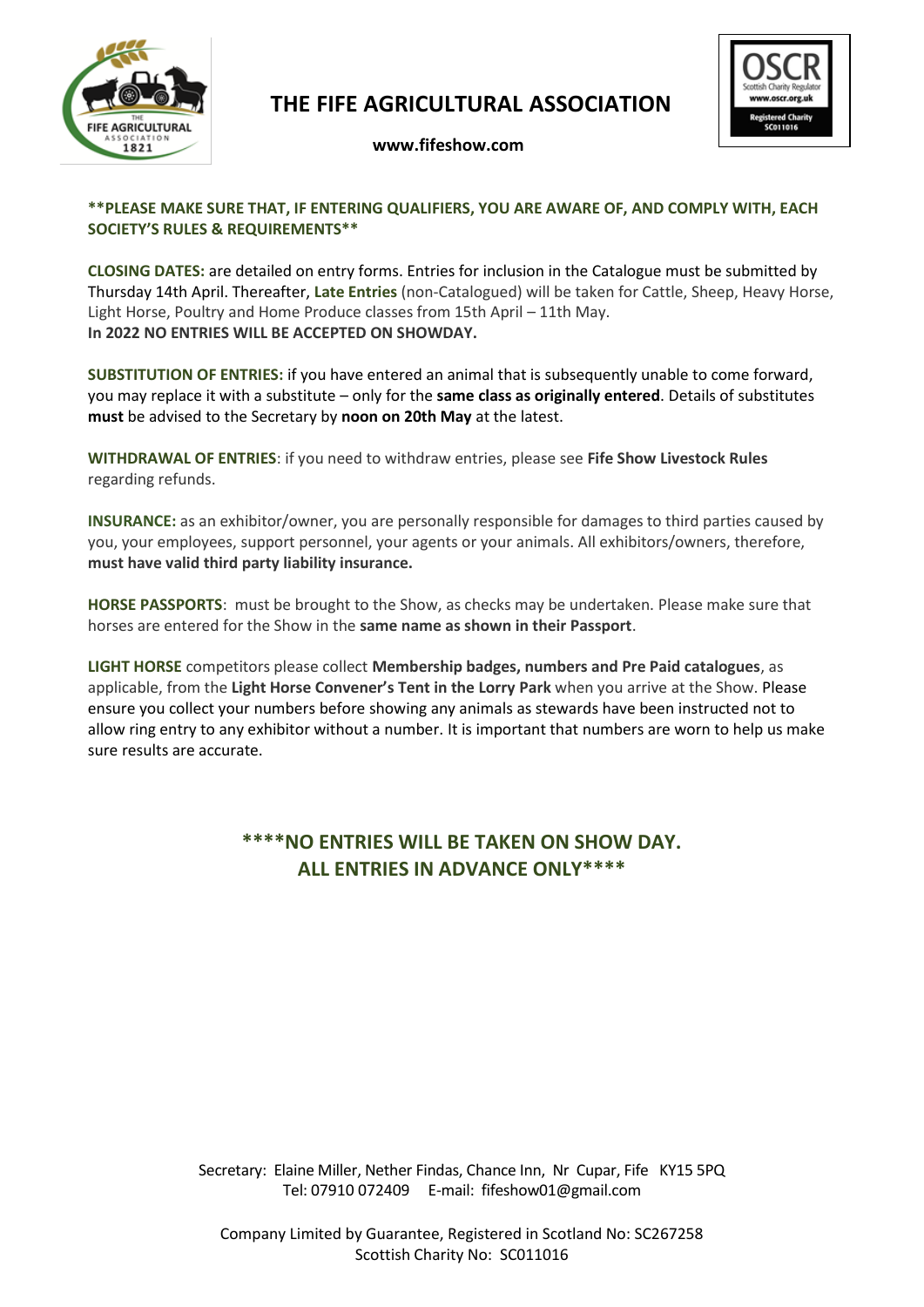# THE FIFE AGRICULTURAL ASSOCIATION

**www.fifeshow.com**

**\*\*PLEASE MAKE SURE THAT, IF ENTERING QUALIFIERS, YOU ARE AWARE OF, AND COMPLY WITH, EACH SOCIETY'S RULES & REQUIREMENTS\*\***

**CLOSING DATES:** are detailed on entry forms. Entries for inclusion in the Catalogue must be submitted by Thursday 14th April. Thereafter, **Late Entries** (non-Catalogued) will be taken for Cattle, Sheep, Heavy Horse, Light Horse, Poultry and Home Produce classes from 15th April – 11th May.
**In 2022 NO ENTRIES WILL BE ACCEPTED ON SHOWDAY.**

**SUBSTITUTION OF ENTRIES:** if you have entered an animal that is subsequently unable to come forward, you may replace it with a substitute – only for the **same class as originally entered**. Details of substitutes **must** be advised to the Secretary by **noon on 20th May** at the latest.

**WITHDRAWAL OF ENTRIES**: if you need to withdraw entries, please see **Fife Show Livestock Rules** regarding refunds.

**INSURANCE:** as an exhibitor/owner, you are personally responsible for damages to third parties caused by you, your employees, support personnel, your agents or your animals. All exhibitors/owners, therefore, **must have valid third party liability insurance.**

**HORSE PASSPORTS**: must be brought to the Show, as checks may be undertaken. Please make sure that horses are entered for the Show in the **same name as shown in their Passport**.

**LIGHT HORSE** competitors please collect **Membership badges, numbers and Pre Paid catalogues**, as applicable, from the **Light Horse Convener's Tent in the Lorry Park** when you arrive at the Show. Please ensure you collect your numbers before showing any animals as stewards have been instructed not to allow ring entry to any exhibitor without a number. It is important that numbers are worn to help us make sure results are accurate.

**\*\*\*\*NO ENTRIES WILL BE TAKEN ON SHOW DAY.
ALL ENTRIES IN ADVANCE ONLY\*\*\*\***

Secretary: Elaine Miller, Nether Findas, Chance Inn, Nr Cupar, Fife KY15 5PQ
Tel: 07910 072409 E-mail: fifeshow01@gmail.com

Company Limited by Guarantee, Registered in Scotland No: SC267258
Scottish Charity No: SC011016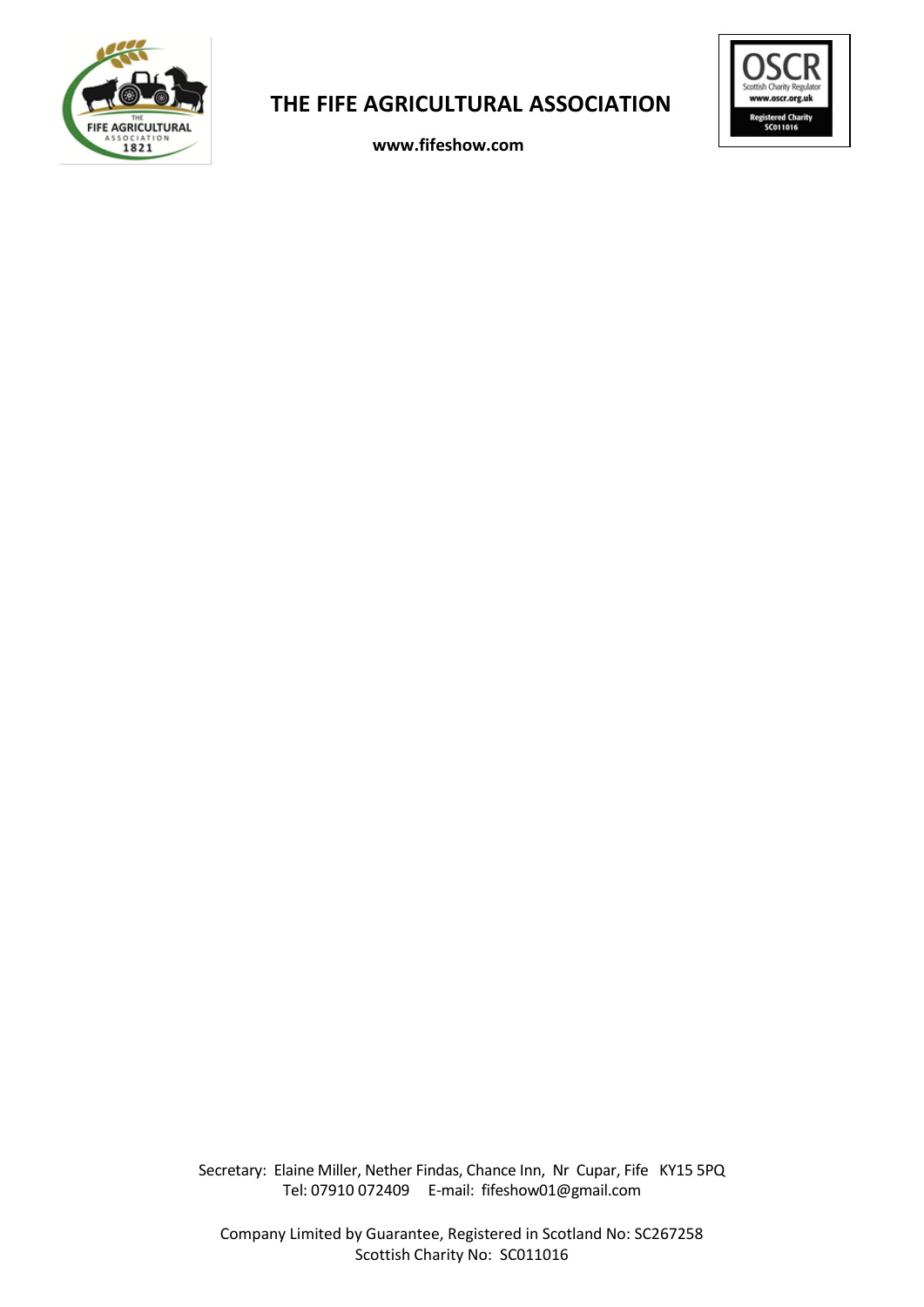# THE FIFE AGRICULTURAL ASSOCIATION

**www.fifeshow.com**

Secretary: Elaine Miller, Nether Findas, Chance Inn, Nr Cupar, Fife KY15 5PQ
Tel: 07910 072409 E-mail: fifeshow01@gmail.com

Company Limited by Guarantee, Registered in Scotland No: SC267258
Scottish Charity No: SC011016